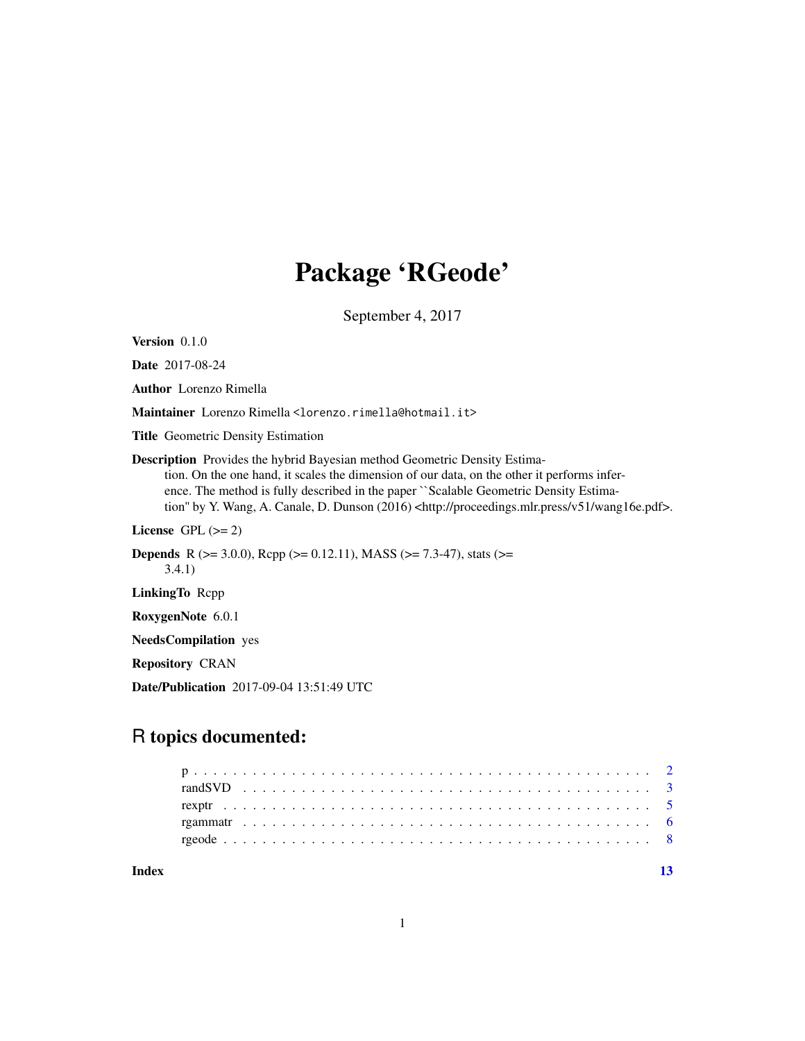# Package 'RGeode'

September 4, 2017

**Version** 0.1.0

**Date** 2017-08-24

**Author** Lorenzo Rimella

**Maintainer** Lorenzo Rimella <lorenzo.rimella@hotmail.it>

**Title** Geometric Density Estimation

**Description** Provides the hybrid Bayesian method Geometric Density Estimation. On the one hand, it scales the dimension of our data, on the other it performs inference. The method is fully described in the paper ``Scalable Geometric Density Estimation'' by Y. Wang, A. Canale, D. Dunson (2016) <http://proceedings.mlr.press/v51/wang16e.pdf>.

**License** GPL (>= 2)

**Depends** R (>= 3.0.0), Rcpp (>= 0.12.11), MASS (>= 7.3-47), stats (>= 3.4.1)

**LinkingTo** Rcpp

**RoxygenNote** 6.0.1

**NeedsCompilation** yes

**Repository** CRAN

**Date/Publication** 2017-09-04 13:51:49 UTC

## R topics documented:

p . . . . . . . . . . . . . . . . . . . . . . . . . . . . . . . . . . . . . . . . . . . . 2
randSVD . . . . . . . . . . . . . . . . . . . . . . . . . . . . . . . . . . . . . . . . 3
rexptr . . . . . . . . . . . . . . . . . . . . . . . . . . . . . . . . . . . . . . . . . 5
rgammatr . . . . . . . . . . . . . . . . . . . . . . . . . . . . . . . . . . . . . . . 6
rgeode . . . . . . . . . . . . . . . . . . . . . . . . . . . . . . . . . . . . . . . . . 8

**Index** **13**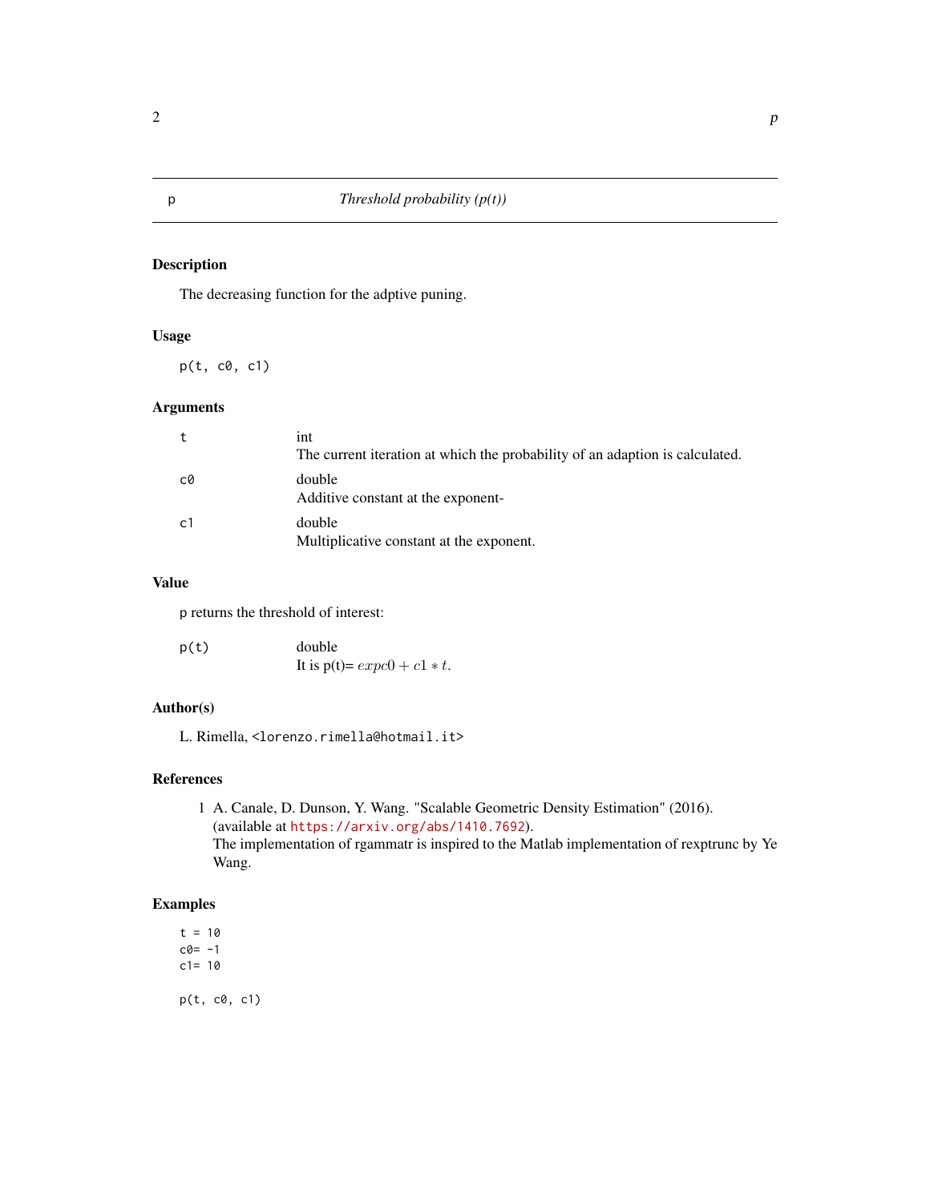p *Threshold probability (p(t))*

### Description

The decreasing function for the adptive puning.

### Usage

```
p(t, c0, c1)
```

### Arguments

| | |
|---|---|
| t | int<br>The current iteration at which the probability of an adaption is calculated. |
| c0 | double<br>Additive constant at the exponent- |
| c1 | double<br>Multiplicative constant at the exponent. |

### Value

p returns the threshold of interest:

| | |
|---|---|
| p(t) | double<br>It is p(t)= $expc0 + c1 * t$. |

### Author(s)

L. Rimella, <lorenzo.rimella@hotmail.it>

### References

1. A. Canale, D. Dunson, Y. Wang. "Scalable Geometric Density Estimation" (2016).
   (available at https://arxiv.org/abs/1410.7692).
   The implementation of rgammatr is inspired to the Matlab implementation of rexptrunc by Ye Wang.

### Examples

```
t = 10
c0= -1
c1= 10

p(t, c0, c1)
```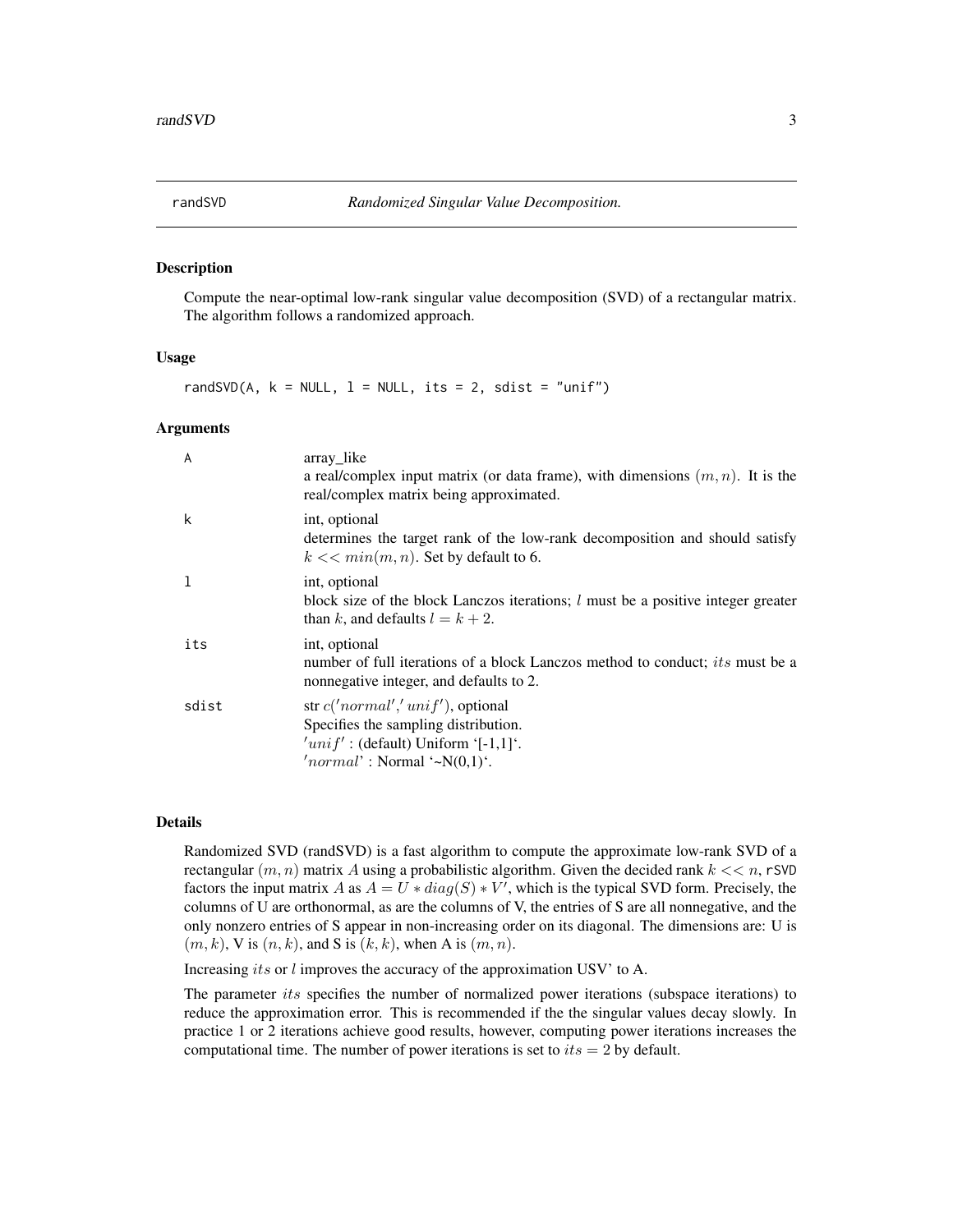randSVD *Randomized Singular Value Decomposition.*

### Description

Compute the near-optimal low-rank singular value decomposition (SVD) of a rectangular matrix. The algorithm follows a randomized approach.

### Usage

```
randSVD(A, k = NULL, l = NULL, its = 2, sdist = "unif")
```

### Arguments

| | |
|---|---|
| A | array_like<br>a real/complex input matrix (or data frame), with dimensions $(m, n)$. It is the real/complex matrix being approximated. |
| k | int, optional<br>determines the target rank of the low-rank decomposition and should satisfy $k << min(m, n)$. Set by default to 6. |
| l | int, optional<br>block size of the block Lanczos iterations; $l$ must be a positive integer greater than $k$, and defaults $l = k + 2$. |
| its | int, optional<br>number of full iterations of a block Lanczos method to conduct; $its$ must be a nonnegative integer, and defaults to 2. |
| sdist | str $c('normal', 'unif')$, optional<br>Specifies the sampling distribution.<br>$'unif'$ : (default) Uniform '[-1,1]'.<br>$'normal'$ : Normal '~N(0,1)'. |

### Details

Randomized SVD (randSVD) is a fast algorithm to compute the approximate low-rank SVD of a rectangular $(m, n)$ matrix $A$ using a probabilistic algorithm. Given the decided rank $k << n$, rSVD factors the input matrix $A$ as $A = U * diag(S) * V'$, which is the typical SVD form. Precisely, the columns of U are orthonormal, as are the columns of V, the entries of S are all nonnegative, and the only nonzero entries of S appear in non-increasing order on its diagonal. The dimensions are: U is $(m, k)$, V is $(n, k)$, and S is $(k, k)$, when A is $(m, n)$.

Increasing $its$ or $l$ improves the accuracy of the approximation USV' to A.

The parameter $its$ specifies the number of normalized power iterations (subspace iterations) to reduce the approximation error. This is recommended if the the singular values decay slowly. In practice 1 or 2 iterations achieve good results, however, computing power iterations increases the computational time. The number of power iterations is set to $its = 2$ by default.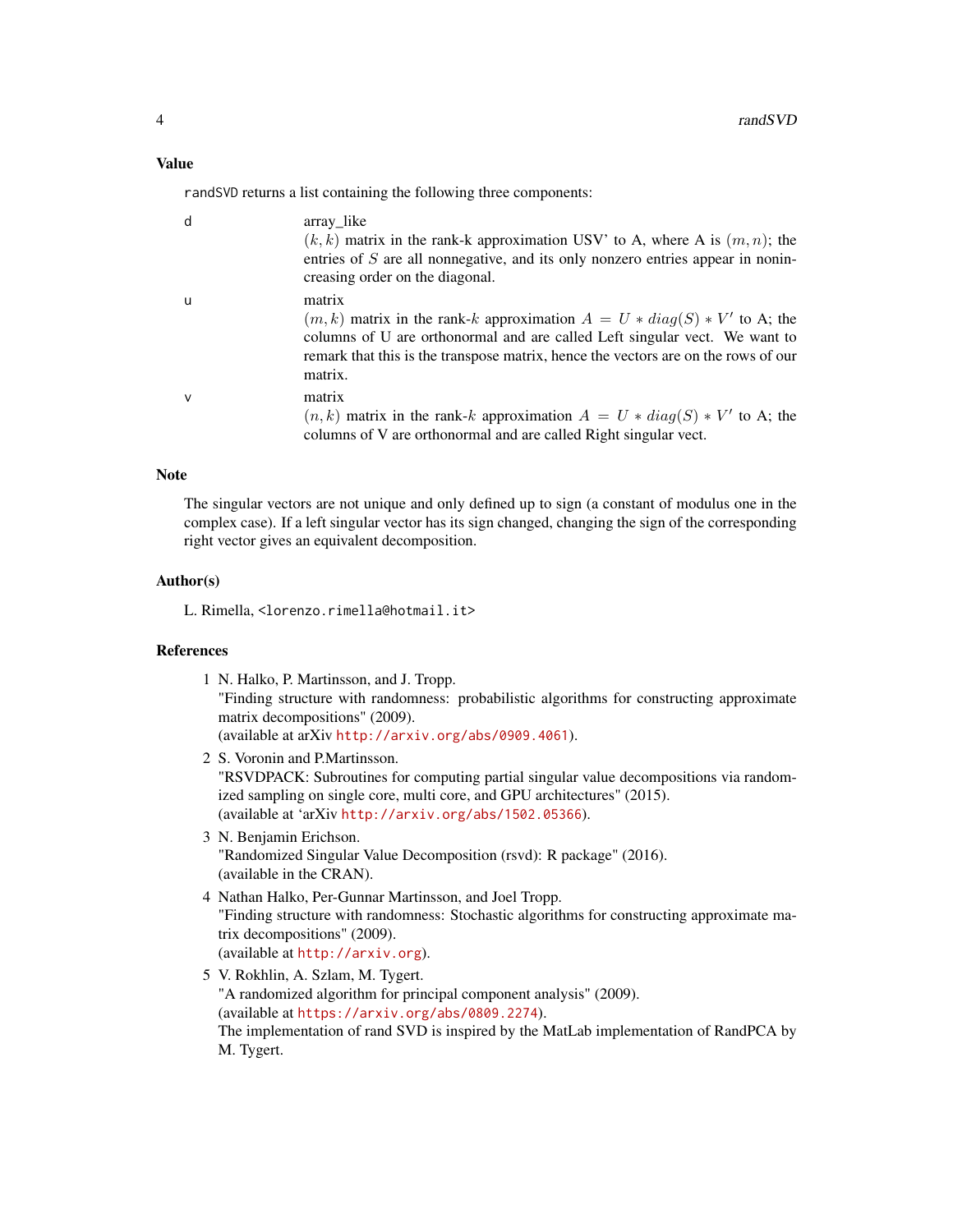### Value

`randSVD` returns a list containing the following three components:

`d`
: array_like
  $(k, k)$ matrix in the rank-k approximation USV' to A, where A is $(m, n)$; the entries of $S$ are all nonnegative, and its only nonzero entries appear in nonincreasing order on the diagonal.

`u`
: matrix
  $(m, k)$ matrix in the rank-$k$ approximation $A = U * diag(S) * V'$ to A; the columns of U are orthonormal and are called Left singular vect. We want to remark that this is the transpose matrix, hence the vectors are on the rows of our matrix.

`v`
: matrix
  $(n, k)$ matrix in the rank-$k$ approximation $A = U * diag(S) * V'$ to A; the columns of V are orthonormal and are called Right singular vect.

### Note

The singular vectors are not unique and only defined up to sign (a constant of modulus one in the complex case). If a left singular vector has its sign changed, changing the sign of the corresponding right vector gives an equivalent decomposition.

### Author(s)

L. Rimella, `<lorenzo.rimella@hotmail.it>`

### References

1. N. Halko, P. Martinsson, and J. Tropp.
   "Finding structure with randomness: probabilistic algorithms for constructing approximate matrix decompositions" (2009).
   (available at arXiv http://arxiv.org/abs/0909.4061).
2. S. Voronin and P.Martinsson.
   "RSVDPACK: Subroutines for computing partial singular value decompositions via randomized sampling on single core, multi core, and GPU architectures" (2015).
   (available at 'arXiv http://arxiv.org/abs/1502.05366).
3. N. Benjamin Erichson.
   "Randomized Singular Value Decomposition (rsvd): R package" (2016).
   (available in the CRAN).
4. Nathan Halko, Per-Gunnar Martinsson, and Joel Tropp.
   "Finding structure with randomness: Stochastic algorithms for constructing approximate matrix decompositions" (2009).
   (available at http://arxiv.org).
5. V. Rokhlin, A. Szlam, M. Tygert.
   "A randomized algorithm for principal component analysis" (2009).
   (available at https://arxiv.org/abs/0809.2274).
   The implementation of rand SVD is inspired by the MatLab implementation of RandPCA by M. Tygert.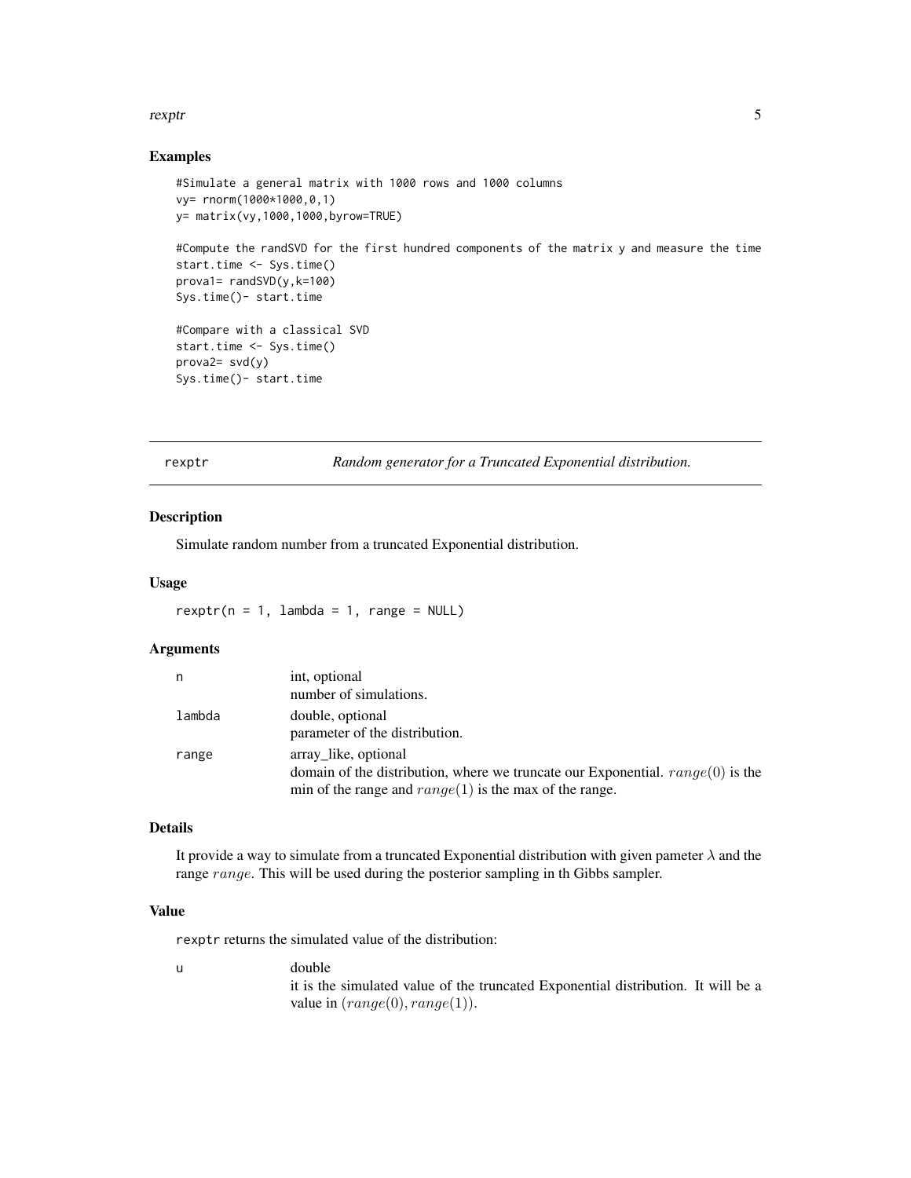## Examples

```
#Simulate a general matrix with 1000 rows and 1000 columns
vy= rnorm(1000*1000,0,1)
y= matrix(vy,1000,1000,byrow=TRUE)

#Compute the randSVD for the first hundred components of the matrix y and measure the time
start.time <- Sys.time()
prova1= randSVD(y,k=100)
Sys.time()- start.time

#Compare with a classical SVD
start.time <- Sys.time()
prova2= svd(y)
Sys.time()- start.time
```

---

# rexptr — *Random generator for a Truncated Exponential distribution.*

---

## Description

Simulate random number from a truncated Exponential distribution.

## Usage

```
rexptr(n = 1, lambda = 1, range = NULL)
```

## Arguments

| | |
|---|---|
| n | int, optional<br>number of simulations. |
| lambda | double, optional<br>parameter of the distribution. |
| range | array_like, optional<br>domain of the distribution, where we truncate our Exponential. $range(0)$ is the min of the range and $range(1)$ is the max of the range. |

## Details

It provide a way to simulate from a truncated Exponential distribution with given pameter $\lambda$ and the range $range$. This will be used during the posterior sampling in th Gibbs sampler.

## Value

rexptr returns the simulated value of the distribution:

| | |
|---|---|
| u | double<br>it is the simulated value of the truncated Exponential distribution. It will be a value in $(range(0), range(1))$. |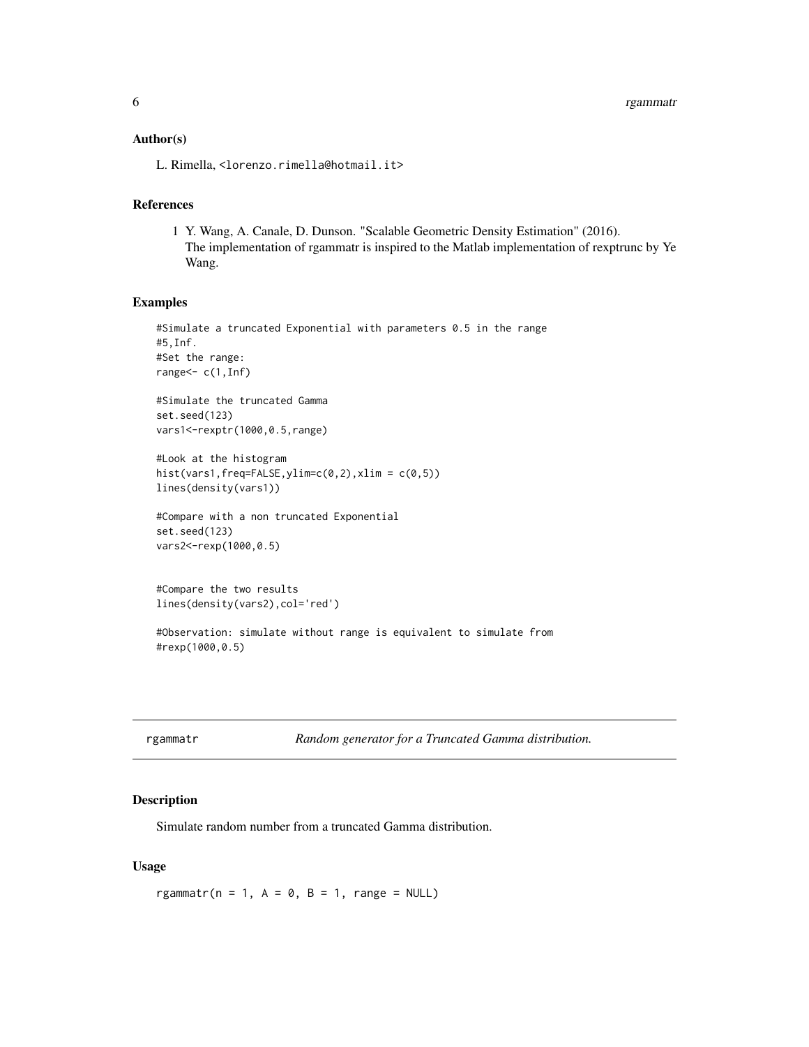### Author(s)

L. Rimella, <lorenzo.rimella@hotmail.it>

### References

1. Y. Wang, A. Canale, D. Dunson. "Scalable Geometric Density Estimation" (2016).
   The implementation of rgammatr is inspired to the Matlab implementation of rexptrunc by Ye Wang.

### Examples

```
#Simulate a truncated Exponential with parameters 0.5 in the range
#5,Inf.
#Set the range:
range<- c(1,Inf)

#Simulate the truncated Gamma
set.seed(123)
vars1<-rexptr(1000,0.5,range)

#Look at the histogram
hist(vars1,freq=FALSE,ylim=c(0,2),xlim = c(0,5))
lines(density(vars1))

#Compare with a non truncated Exponential
set.seed(123)
vars2<-rexp(1000,0.5)


#Compare the two results
lines(density(vars2),col='red')

#Observation: simulate without range is equivalent to simulate from
#rexp(1000,0.5)
```

---

## rgammatr — *Random generator for a Truncated Gamma distribution.*

---

### Description

Simulate random number from a truncated Gamma distribution.

### Usage

```
rgammatr(n = 1, A = 0, B = 1, range = NULL)
```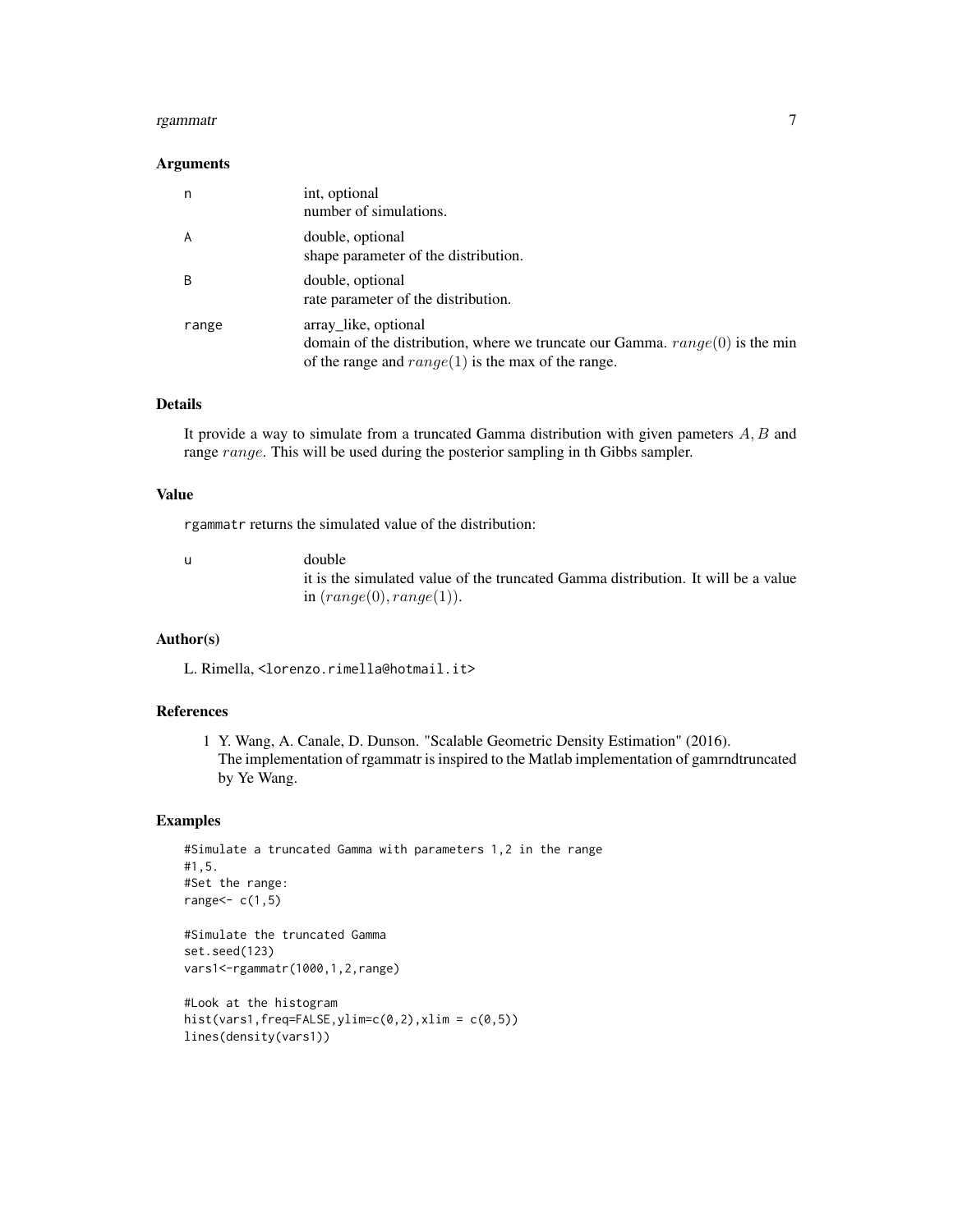### Arguments

| | |
|---|---|
| n | int, optional<br>number of simulations. |
| A | double, optional<br>shape parameter of the distribution. |
| B | double, optional<br>rate parameter of the distribution. |
| range | array_like, optional<br>domain of the distribution, where we truncate our Gamma. $range(0)$ is the min of the range and $range(1)$ is the max of the range. |

### Details

It provide a way to simulate from a truncated Gamma distribution with given pameters $A, B$ and range $range$. This will be used during the posterior sampling in th Gibbs sampler.

### Value

rgammatr returns the simulated value of the distribution:

| | |
|---|---|
| u | double<br>it is the simulated value of the truncated Gamma distribution. It will be a value in $(range(0), range(1))$. |

### Author(s)

L. Rimella, <lorenzo.rimella@hotmail.it>

### References

1. Y. Wang, A. Canale, D. Dunson. "Scalable Geometric Density Estimation" (2016).
   The implementation of rgammatr is inspired to the Matlab implementation of gamrndtruncated by Ye Wang.

### Examples

```
#Simulate a truncated Gamma with parameters 1,2 in the range
#1,5.
#Set the range:
range<- c(1,5)

#Simulate the truncated Gamma
set.seed(123)
vars1<-rgammatr(1000,1,2,range)

#Look at the histogram
hist(vars1,freq=FALSE,ylim=c(0,2),xlim = c(0,5))
lines(density(vars1))
```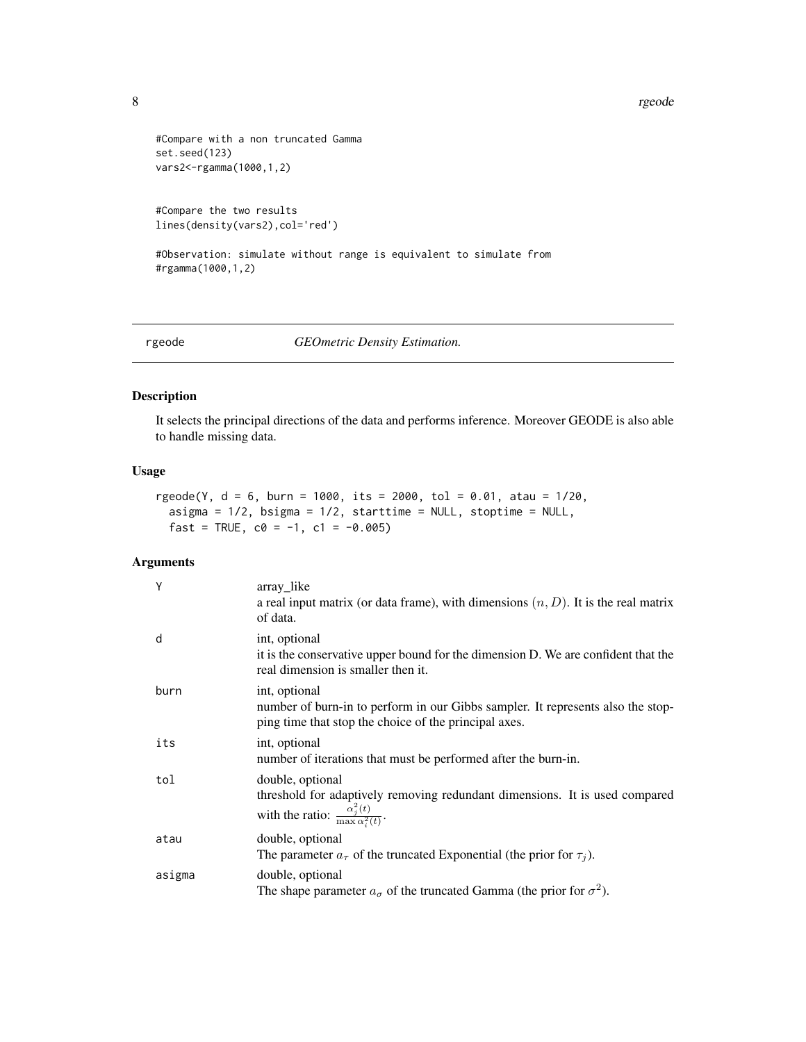```
#Compare with a non truncated Gamma
set.seed(123)
vars2<-rgamma(1000,1,2)


#Compare the two results
lines(density(vars2),col='red')

#Observation: simulate without range is equivalent to simulate from
#rgamma(1000,1,2)
```

## rgeode — *GEOmetric Density Estimation.*

### Description

It selects the principal directions of the data and performs inference. Moreover GEODE is also able to handle missing data.

### Usage

```
rgeode(Y, d = 6, burn = 1000, its = 2000, tol = 0.01, atau = 1/20,
  asigma = 1/2, bsigma = 1/2, starttime = NULL, stoptime = NULL,
  fast = TRUE, c0 = -1, c1 = -0.005)
```

### Arguments

| | |
|---|---|
| Y | array_like<br>a real input matrix (or data frame), with dimensions $(n, D)$. It is the real matrix of data. |
| d | int, optional<br>it is the conservative upper bound for the dimension D. We are confident that the real dimension is smaller then it. |
| burn | int, optional<br>number of burn-in to perform in our Gibbs sampler. It represents also the stopping time that stop the choice of the principal axes. |
| its | int, optional<br>number of iterations that must be performed after the burn-in. |
| tol | double, optional<br>threshold for adaptively removing redundant dimensions. It is used compared with the ratio: $\frac{\alpha_j^2(t)}{\max \alpha_i^2(t)}$. |
| atau | double, optional<br>The parameter $a_\tau$ of the truncated Exponential (the prior for $\tau_j$). |
| asigma | double, optional<br>The shape parameter $a_\sigma$ of the truncated Gamma (the prior for $\sigma^2$). |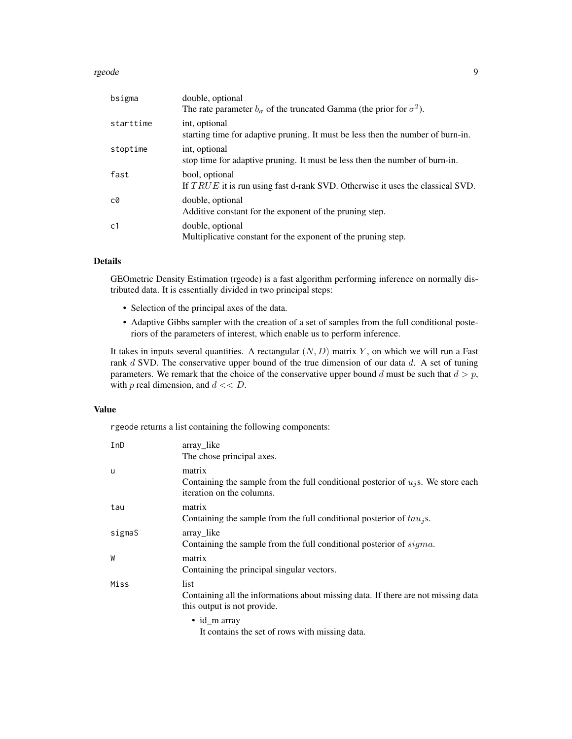| | |
|---|---|
| bsigma | double, optional<br>The rate parameter $b_\sigma$ of the truncated Gamma (the prior for $\sigma^2$). |
| starttime | int, optional<br>starting time for adaptive pruning. It must be less then the number of burn-in. |
| stoptime | int, optional<br>stop time for adaptive pruning. It must be less then the number of burn-in. |
| fast | bool, optional<br>If $TRUE$ it is run using fast d-rank SVD. Otherwise it uses the classical SVD. |
| c0 | double, optional<br>Additive constant for the exponent of the pruning step. |
| c1 | double, optional<br>Multiplicative constant for the exponent of the pruning step. |

### Details

GEOmetric Density Estimation (rgeode) is a fast algorithm performing inference on normally distributed data. It is essentially divided in two principal steps:

- Selection of the principal axes of the data.
- Adaptive Gibbs sampler with the creation of a set of samples from the full conditional posteriors of the parameters of interest, which enable us to perform inference.

It takes in inputs several quantities. A rectangular $(N, D)$ matrix $Y$, on which we will run a Fast rank $d$ SVD. The conservative upper bound of the true dimension of our data $d$. A set of tuning parameters. We remark that the choice of the conservative upper bound $d$ must be such that $d > p$, with $p$ real dimension, and $d << D$.

### Value

rgeode returns a list containing the following components:

| | |
|---|---|
| InD | array_like<br>The chose principal axes. |
| u | matrix<br>Containing the sample from the full conditional posterior of $u_j$s. We store each iteration on the columns. |
| tau | matrix<br>Containing the sample from the full conditional posterior of $tau_j$s. |
| sigmaS | array_like<br>Containing the sample from the full conditional posterior of $sigma$. |
| W | matrix<br>Containing the principal singular vectors. |
| Miss | list<br>Containing all the informations about missing data. If there are not missing data this output is not provide.<br>• id_m array<br>It contains the set of rows with missing data. |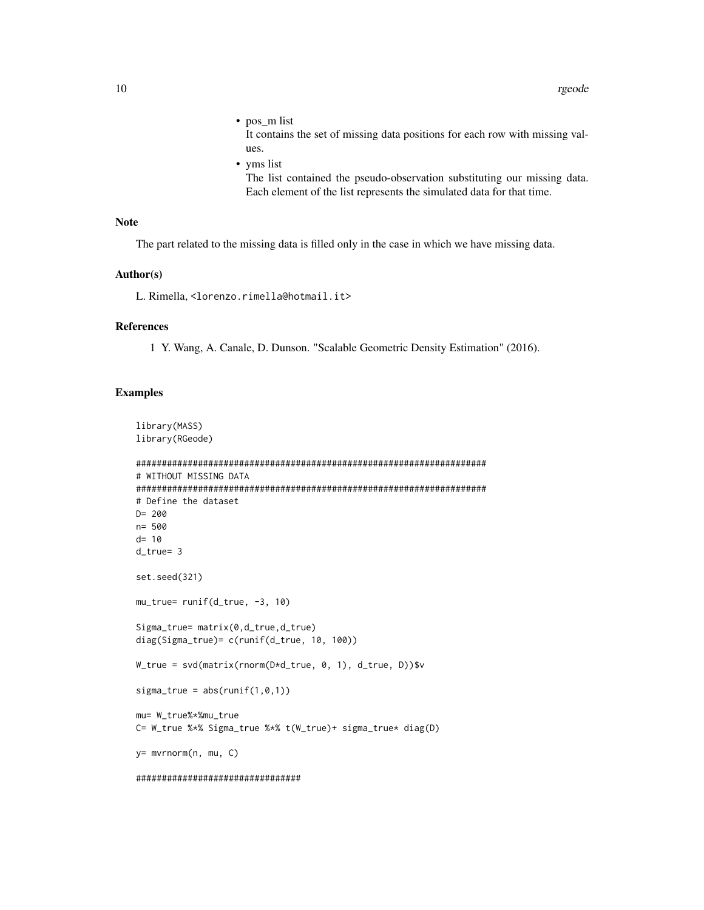- pos_m list

  It contains the set of missing data positions for each row with missing values.

- yms list

  The list contained the pseudo-observation substituting our missing data. Each element of the list represents the simulated data for that time.

## Note

The part related to the missing data is filled only in the case in which we have missing data.

## Author(s)

L. Rimella, <lorenzo.rimella@hotmail.it>

## References

1. Y. Wang, A. Canale, D. Dunson. "Scalable Geometric Density Estimation" (2016).

## Examples

```
library(MASS)
library(RGeode)

#####################################################################
# WITHOUT MISSING DATA
#####################################################################
# Define the dataset
D= 200
n= 500
d= 10
d_true= 3

set.seed(321)

mu_true= runif(d_true, -3, 10)

Sigma_true= matrix(0,d_true,d_true)
diag(Sigma_true)= c(runif(d_true, 10, 100))

W_true = svd(matrix(rnorm(D*d_true, 0, 1), d_true, D))$v

sigma_true = abs(runif(1,0,1))

mu= W_true%*%mu_true
C= W_true %*% Sigma_true %*% t(W_true)+ sigma_true* diag(D)

y= mvrnorm(n, mu, C)

################################
```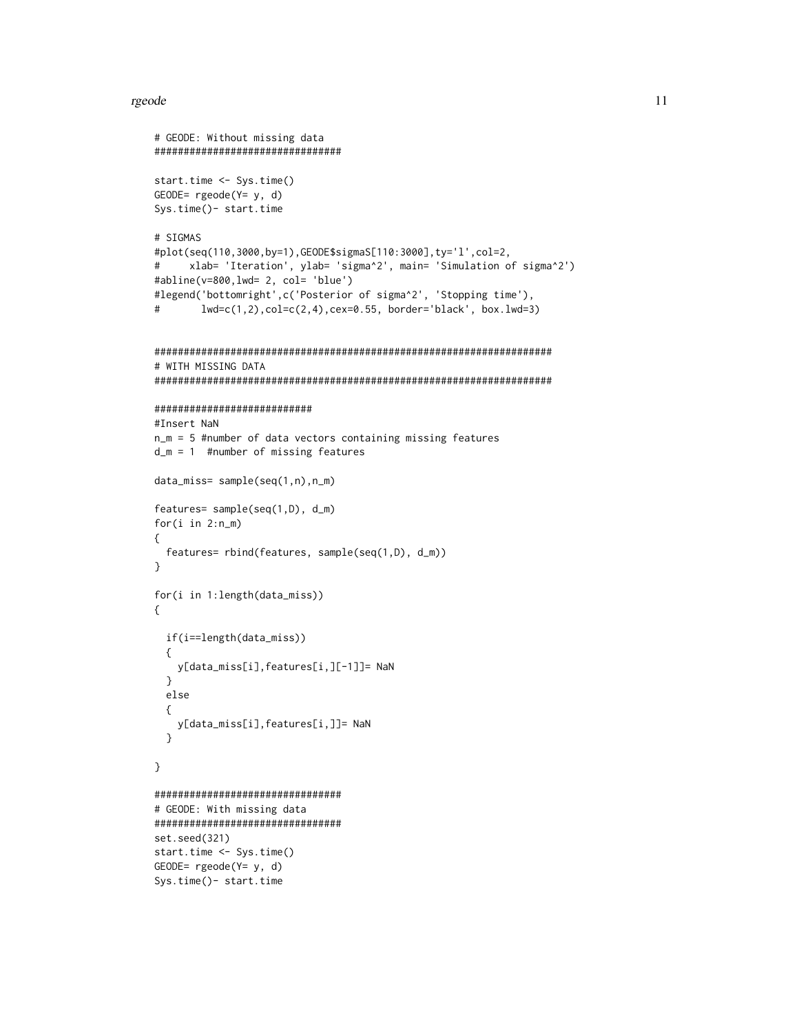```
# GEODE: Without missing data
################################

start.time <- Sys.time()
GEODE= rgeode(Y= y, d)
Sys.time()- start.time

# SIGMAS
#plot(seq(110,3000,by=1),GEODE$sigmaS[110:3000],ty='l',col=2,
#     xlab= 'Iteration', ylab= 'sigma^2', main= 'Simulation of sigma^2')
#abline(v=800,lwd= 2, col= 'blue')
#legend('bottomright',c('Posterior of sigma^2', 'Stopping time'),
#       lwd=c(1,2),col=c(2,4),cex=0.55, border='black', box.lwd=3)


####################################################################
# WITH MISSING DATA
####################################################################

###########################
#Insert NaN
n_m = 5 #number of data vectors containing missing features
d_m = 1  #number of missing features

data_miss= sample(seq(1,n),n_m)

features= sample(seq(1,D), d_m)
for(i in 2:n_m)
{
  features= rbind(features, sample(seq(1,D), d_m))
}

for(i in 1:length(data_miss))
{

  if(i==length(data_miss))
  {
    y[data_miss[i],features[i,][-1]]= NaN
  }
  else
  {
    y[data_miss[i],features[i,]]= NaN
  }

}

################################
# GEODE: With missing data
################################
set.seed(321)
start.time <- Sys.time()
GEODE= rgeode(Y= y, d)
Sys.time()- start.time
```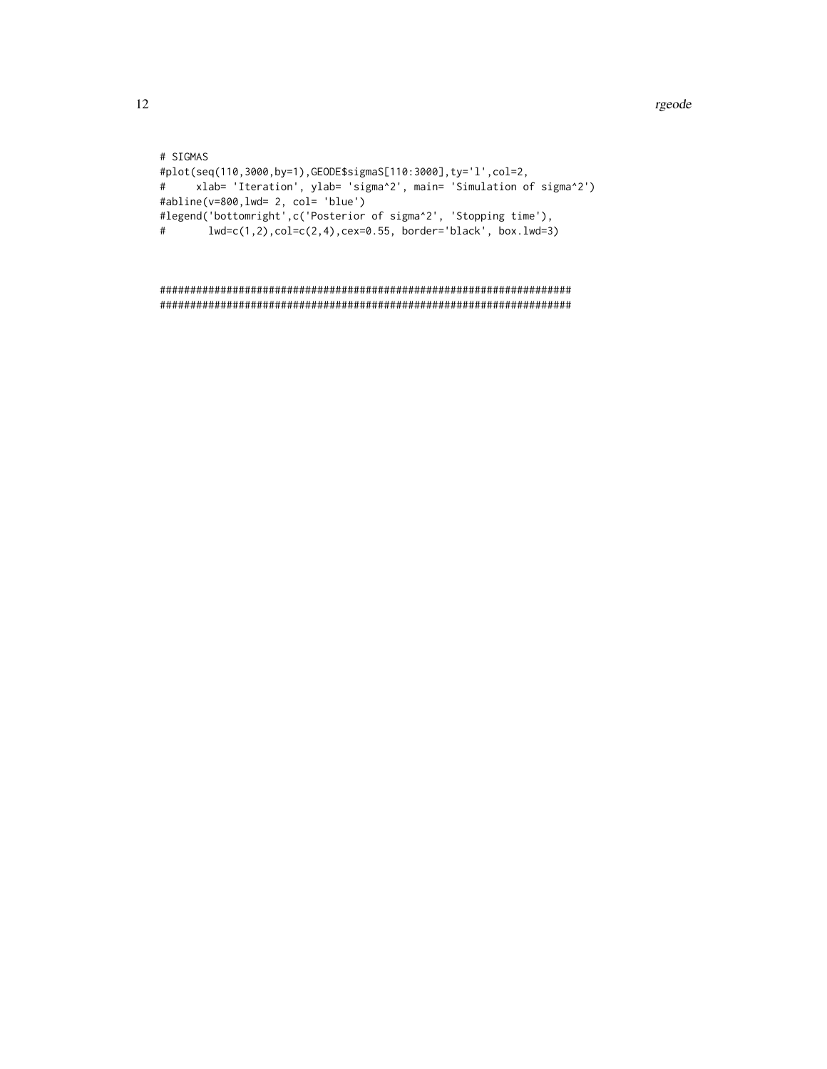```
# SIGMAS
#plot(seq(110,3000,by=1),GEODE$sigmaS[110:3000],ty='l',col=2,
#     xlab= 'Iteration', ylab= 'sigma^2', main= 'Simulation of sigma^2')
#abline(v=800,lwd= 2, col= 'blue')
#legend('bottomright',c('Posterior of sigma^2', 'Stopping time'),
#       lwd=c(1,2),col=c(2,4),cex=0.55, border='black', box.lwd=3)


###################################################################
###################################################################
```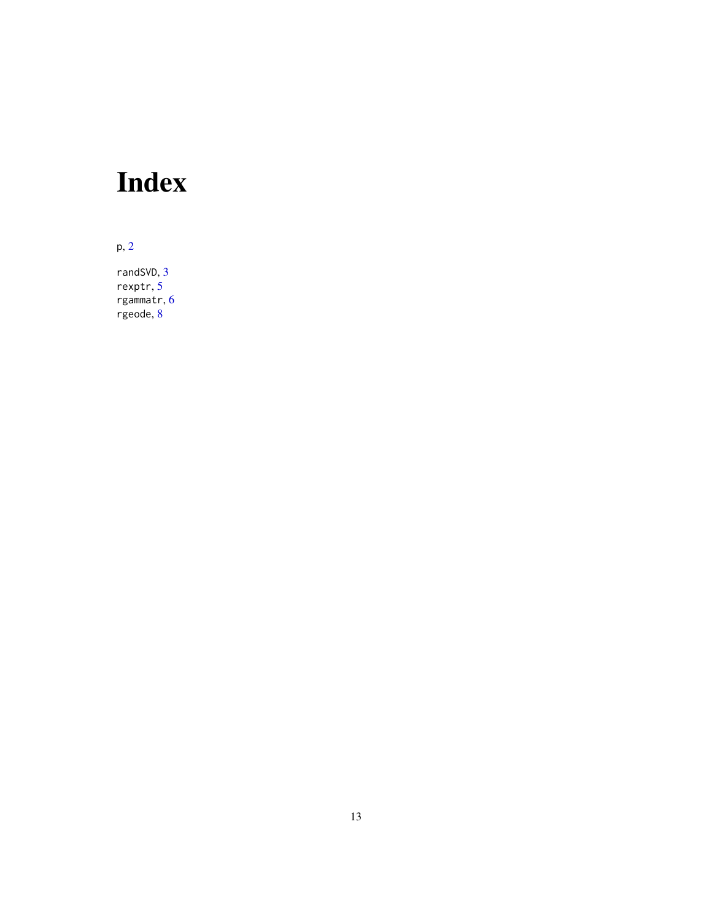# Index

p, 2

randSVD, 3
rexptr, 5
rgammatr, 6
rgeode, 8